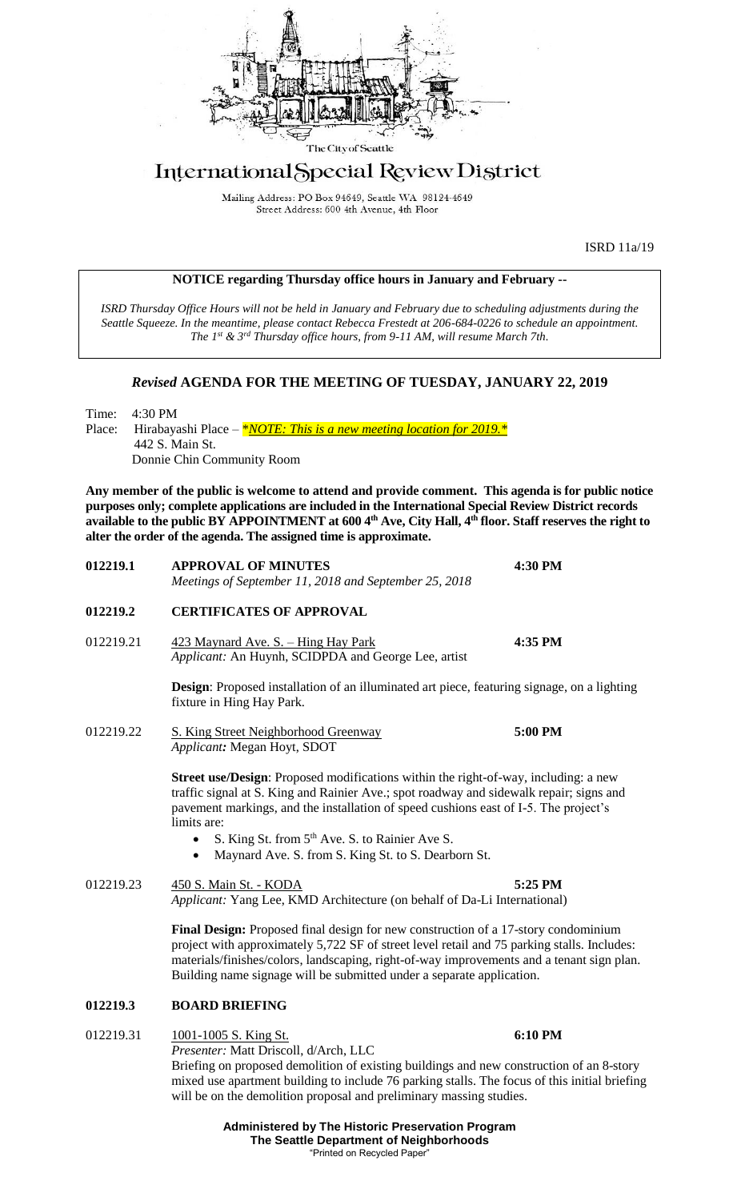The City of Seattle

# International Special Review District

Mailing Address: PO Box 94649, Seattle WA 98124-4649
Street Address: 600 4th Avenue, 4th Floor

ISRD 11a/19

**NOTICE regarding Thursday office hours in January and February --**

*ISRD Thursday Office Hours will not be held in January and February due to scheduling adjustments during the Seattle Squeeze. In the meantime, please contact Rebecca Frestedt at 206-684-0226 to schedule an appointment. The 1st & 3rd Thursday office hours, from 9-11 AM, will resume March 7th.*

## *Revised* AGENDA FOR THE MEETING OF TUESDAY, JANUARY 22, 2019

Time: 4:30 PM
Place: Hirabayashi Place – *\*NOTE: This is a new meeting location for 2019.\**
442 S. Main St.
Donnie Chin Community Room

**Any member of the public is welcome to attend and provide comment. This agenda is for public notice purposes only; complete applications are included in the International Special Review District records available to the public BY APPOINTMENT at 600 4th Ave, City Hall, 4th floor. Staff reserves the right to alter the order of the agenda. The assigned time is approximate.**

**012219.1 APPROVAL OF MINUTES** **4:30 PM**
*Meetings of September 11, 2018 and September 25, 2018*

**012219.2 CERTIFICATES OF APPROVAL**

012219.21 423 Maynard Ave. S. – Hing Hay Park **4:35 PM**
*Applicant:* An Huynh, SCIDPDA and George Lee, artist

**Design**: Proposed installation of an illuminated art piece, featuring signage, on a lighting fixture in Hing Hay Park.

012219.22 S. King Street Neighborhood Greenway **5:00 PM**
*Applicant:* Megan Hoyt, SDOT

**Street use/Design**: Proposed modifications within the right-of-way, including: a new traffic signal at S. King and Rainier Ave.; spot roadway and sidewalk repair; signs and pavement markings, and the installation of speed cushions east of I-5. The project's limits are:

- S. King St. from 5th Ave. S. to Rainier Ave S.
- Maynard Ave. S. from S. King St. to S. Dearborn St.

012219.23 450 S. Main St. - KODA **5:25 PM**
*Applicant:* Yang Lee, KMD Architecture (on behalf of Da-Li International)

**Final Design:** Proposed final design for new construction of a 17-story condominium project with approximately 5,722 SF of street level retail and 75 parking stalls. Includes: materials/finishes/colors, landscaping, right-of-way improvements and a tenant sign plan. Building name signage will be submitted under a separate application.

**012219.3 BOARD BRIEFING**

012219.31 1001-1005 S. King St. **6:10 PM**
*Presenter:* Matt Driscoll, d/Arch, LLC
Briefing on proposed demolition of existing buildings and new construction of an 8-story mixed use apartment building to include 76 parking stalls. The focus of this initial briefing will be on the demolition proposal and preliminary massing studies.

**Administered by The Historic Preservation Program**
**The Seattle Department of Neighborhoods**
"Printed on Recycled Paper"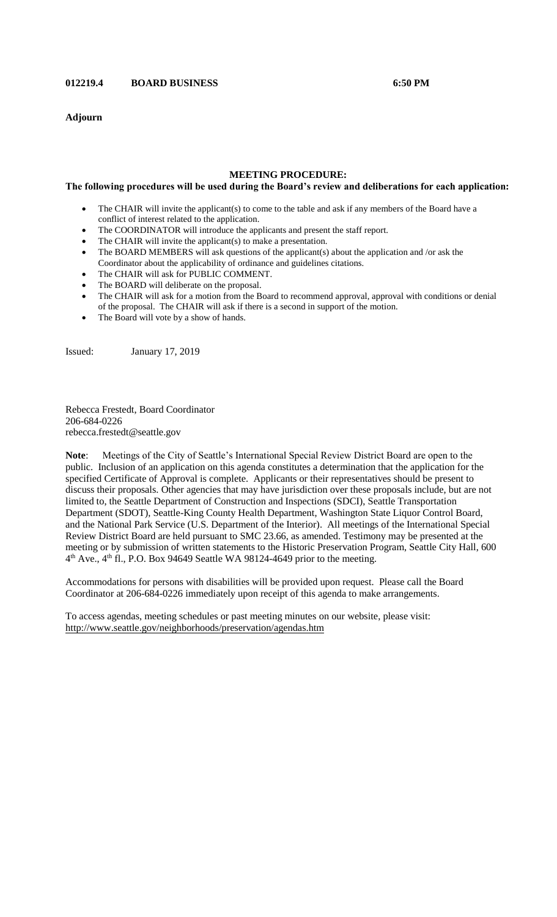**012219.4 BOARD BUSINESS 6:50 PM**

**Adjourn**

**MEETING PROCEDURE:**

**The following procedures will be used during the Board's review and deliberations for each application:**

- The CHAIR will invite the applicant(s) to come to the table and ask if any members of the Board have a conflict of interest related to the application.
- The COORDINATOR will introduce the applicants and present the staff report.
- The CHAIR will invite the applicant(s) to make a presentation.
- The BOARD MEMBERS will ask questions of the applicant(s) about the application and /or ask the Coordinator about the applicability of ordinance and guidelines citations.
- The CHAIR will ask for PUBLIC COMMENT.
- The BOARD will deliberate on the proposal.
- The CHAIR will ask for a motion from the Board to recommend approval, approval with conditions or denial of the proposal. The CHAIR will ask if there is a second in support of the motion.
- The Board will vote by a show of hands.

Issued: January 17, 2019

Rebecca Frestedt, Board Coordinator
206-684-0226
rebecca.frestedt@seattle.gov

**Note**: Meetings of the City of Seattle's International Special Review District Board are open to the public. Inclusion of an application on this agenda constitutes a determination that the application for the specified Certificate of Approval is complete. Applicants or their representatives should be present to discuss their proposals. Other agencies that may have jurisdiction over these proposals include, but are not limited to, the Seattle Department of Construction and Inspections (SDCI), Seattle Transportation Department (SDOT), Seattle-King County Health Department, Washington State Liquor Control Board, and the National Park Service (U.S. Department of the Interior). All meetings of the International Special Review District Board are held pursuant to SMC 23.66, as amended. Testimony may be presented at the meeting or by submission of written statements to the Historic Preservation Program, Seattle City Hall, 600 4th Ave., 4th fl., P.O. Box 94649 Seattle WA 98124-4649 prior to the meeting.

Accommodations for persons with disabilities will be provided upon request. Please call the Board Coordinator at 206-684-0226 immediately upon receipt of this agenda to make arrangements.

To access agendas, meeting schedules or past meeting minutes on our website, please visit: http://www.seattle.gov/neighborhoods/preservation/agendas.htm